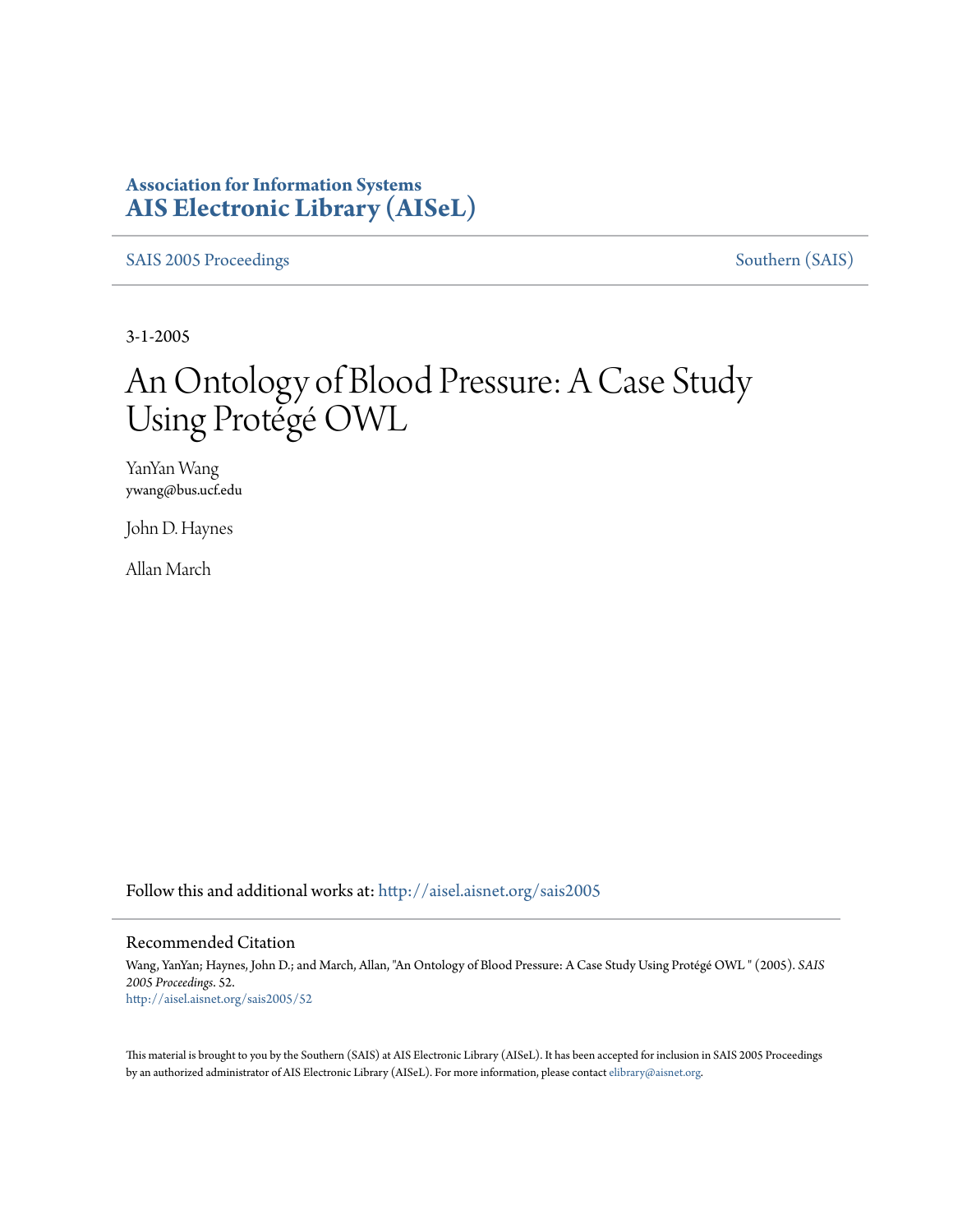**Association for Information Systems**
**AIS Electronic Library (AISeL)**

SAIS 2005 Proceedings | Southern (SAIS)

3-1-2005

# An Ontology of Blood Pressure: A Case Study Using Protégé OWL

YanYan Wang
ywang@bus.ucf.edu

John D. Haynes

Allan March

Follow this and additional works at: http://aisel.aisnet.org/sais2005

## Recommended Citation

Wang, YanYan; Haynes, John D.; and March, Allan, "An Ontology of Blood Pressure: A Case Study Using Protégé OWL " (2005). *SAIS 2005 Proceedings*. 52.
http://aisel.aisnet.org/sais2005/52

This material is brought to you by the Southern (SAIS) at AIS Electronic Library (AISeL). It has been accepted for inclusion in SAIS 2005 Proceedings by an authorized administrator of AIS Electronic Library (AISeL). For more information, please contact elibrary@aisnet.org.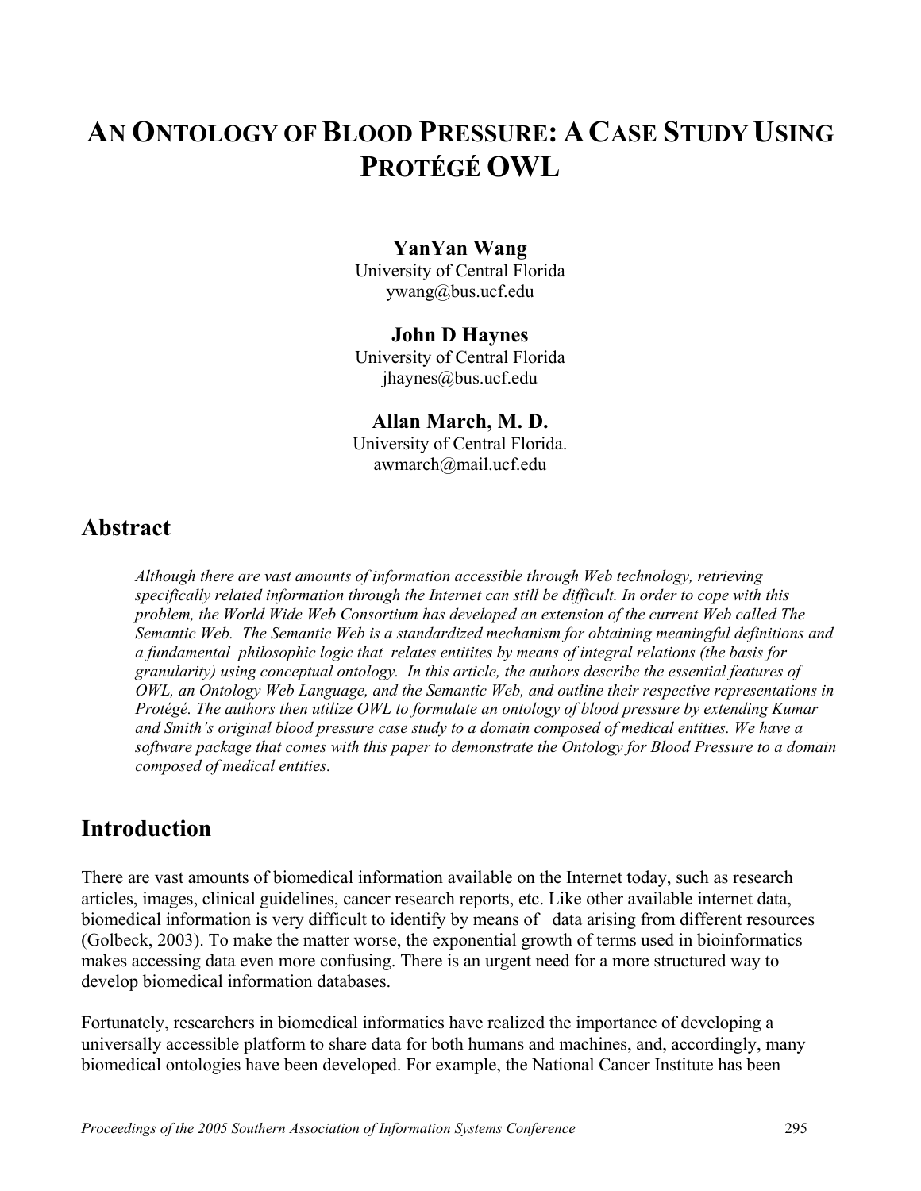# AN ONTOLOGY OF BLOOD PRESSURE: A CASE STUDY USING PROTÉGÉ OWL

**YanYan Wang**
University of Central Florida
ywang@bus.ucf.edu

**John D Haynes**
University of Central Florida
jhaynes@bus.ucf.edu

**Allan March, M. D.**
University of Central Florida.
awmarch@mail.ucf.edu

## Abstract

*Although there are vast amounts of information accessible through Web technology, retrieving specifically related information through the Internet can still be difficult. In order to cope with this problem, the World Wide Web Consortium has developed an extension of the current Web called The Semantic Web. The Semantic Web is a standardized mechanism for obtaining meaningful definitions and a fundamental philosophic logic that relates entitites by means of integral relations (the basis for granularity) using conceptual ontology. In this article, the authors describe the essential features of OWL, an Ontology Web Language, and the Semantic Web, and outline their respective representations in Protégé. The authors then utilize OWL to formulate an ontology of blood pressure by extending Kumar and Smith's original blood pressure case study to a domain composed of medical entities. We have a software package that comes with this paper to demonstrate the Ontology for Blood Pressure to a domain composed of medical entities.*

## Introduction

There are vast amounts of biomedical information available on the Internet today, such as research articles, images, clinical guidelines, cancer research reports, etc. Like other available internet data, biomedical information is very difficult to identify by means of data arising from different resources (Golbeck, 2003). To make the matter worse, the exponential growth of terms used in bioinformatics makes accessing data even more confusing. There is an urgent need for a more structured way to develop biomedical information databases.

Fortunately, researchers in biomedical informatics have realized the importance of developing a universally accessible platform to share data for both humans and machines, and, accordingly, many biomedical ontologies have been developed. For example, the National Cancer Institute has been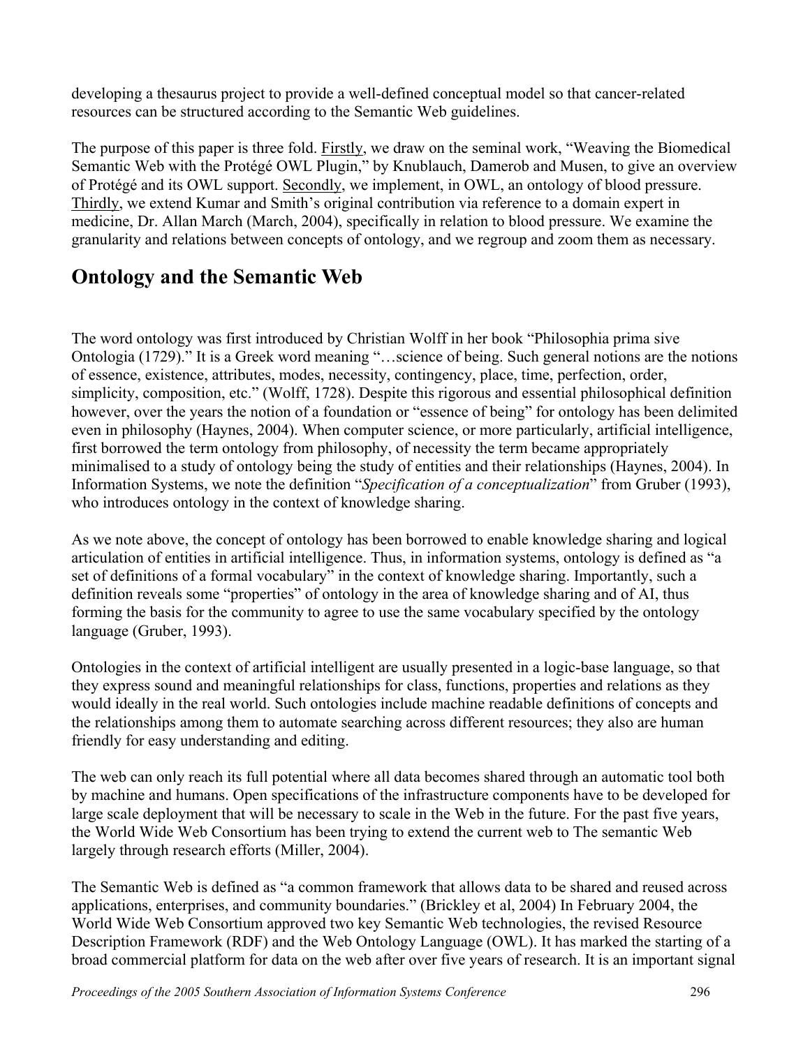developing a thesaurus project to provide a well-defined conceptual model so that cancer-related resources can be structured according to the Semantic Web guidelines.

The purpose of this paper is three fold. Firstly, we draw on the seminal work, "Weaving the Biomedical Semantic Web with the Protégé OWL Plugin," by Knublauch, Damerob and Musen, to give an overview of Protégé and its OWL support. Secondly, we implement, in OWL, an ontology of blood pressure. Thirdly, we extend Kumar and Smith's original contribution via reference to a domain expert in medicine, Dr. Allan March (March, 2004), specifically in relation to blood pressure. We examine the granularity and relations between concepts of ontology, and we regroup and zoom them as necessary.

## Ontology and the Semantic Web

The word ontology was first introduced by Christian Wolff in her book "Philosophia prima sive Ontologia (1729)." It is a Greek word meaning "…science of being. Such general notions are the notions of essence, existence, attributes, modes, necessity, contingency, place, time, perfection, order, simplicity, composition, etc." (Wolff, 1728). Despite this rigorous and essential philosophical definition however, over the years the notion of a foundation or "essence of being" for ontology has been delimited even in philosophy (Haynes, 2004). When computer science, or more particularly, artificial intelligence, first borrowed the term ontology from philosophy, of necessity the term became appropriately minimalised to a study of ontology being the study of entities and their relationships (Haynes, 2004). In Information Systems, we note the definition "*Specification of a conceptualization*" from Gruber (1993), who introduces ontology in the context of knowledge sharing.

As we note above, the concept of ontology has been borrowed to enable knowledge sharing and logical articulation of entities in artificial intelligence. Thus, in information systems, ontology is defined as "a set of definitions of a formal vocabulary" in the context of knowledge sharing. Importantly, such a definition reveals some "properties" of ontology in the area of knowledge sharing and of AI, thus forming the basis for the community to agree to use the same vocabulary specified by the ontology language (Gruber, 1993).

Ontologies in the context of artificial intelligent are usually presented in a logic-base language, so that they express sound and meaningful relationships for class, functions, properties and relations as they would ideally in the real world. Such ontologies include machine readable definitions of concepts and the relationships among them to automate searching across different resources; they also are human friendly for easy understanding and editing.

The web can only reach its full potential where all data becomes shared through an automatic tool both by machine and humans. Open specifications of the infrastructure components have to be developed for large scale deployment that will be necessary to scale in the Web in the future. For the past five years, the World Wide Web Consortium has been trying to extend the current web to The semantic Web largely through research efforts (Miller, 2004).

The Semantic Web is defined as "a common framework that allows data to be shared and reused across applications, enterprises, and community boundaries." (Brickley et al, 2004) In February 2004, the World Wide Web Consortium approved two key Semantic Web technologies, the revised Resource Description Framework (RDF) and the Web Ontology Language (OWL). It has marked the starting of a broad commercial platform for data on the web after over five years of research. It is an important signal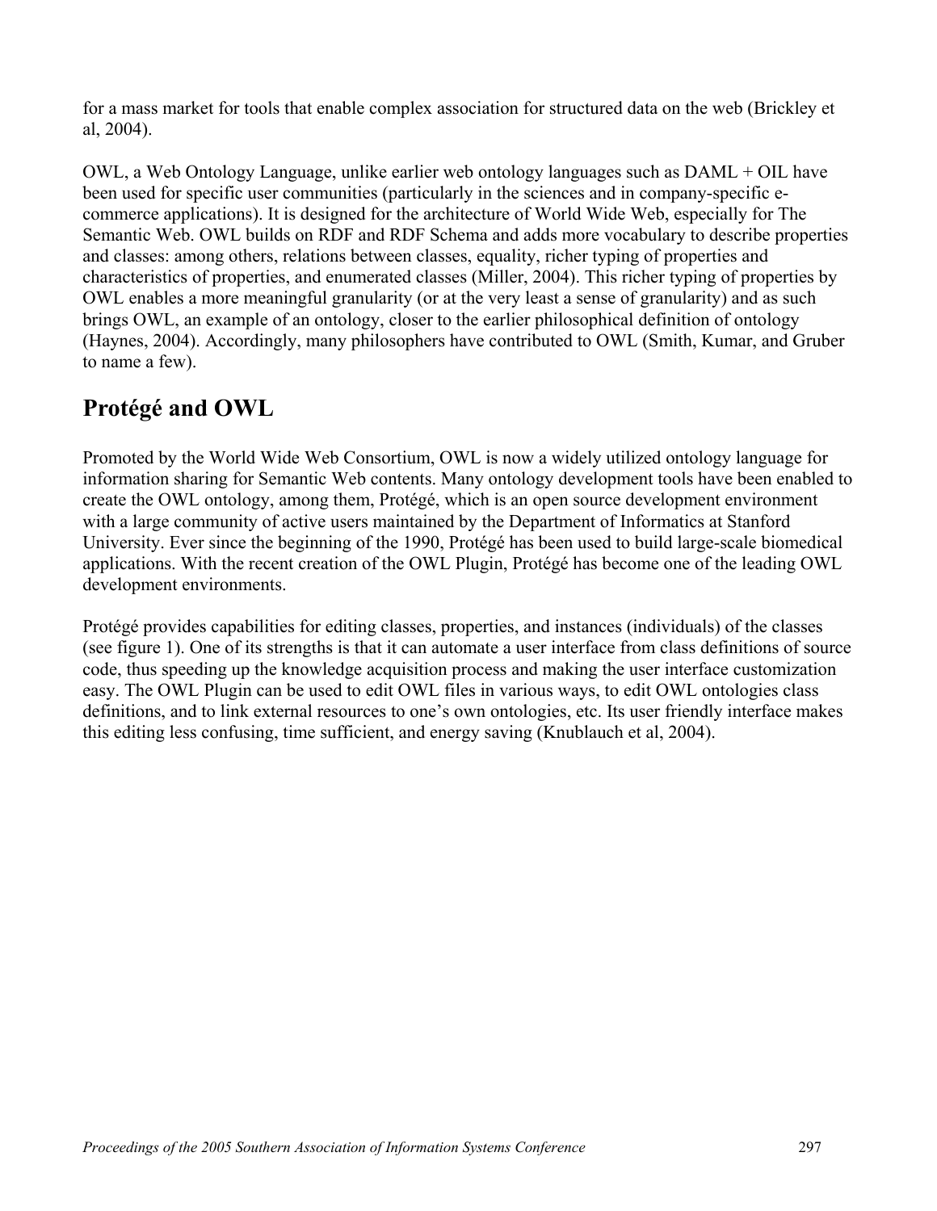for a mass market for tools that enable complex association for structured data on the web (Brickley et al, 2004).

OWL, a Web Ontology Language, unlike earlier web ontology languages such as DAML + OIL have been used for specific user communities (particularly in the sciences and in company-specific e-commerce applications). It is designed for the architecture of World Wide Web, especially for The Semantic Web. OWL builds on RDF and RDF Schema and adds more vocabulary to describe properties and classes: among others, relations between classes, equality, richer typing of properties and characteristics of properties, and enumerated classes (Miller, 2004). This richer typing of properties by OWL enables a more meaningful granularity (or at the very least a sense of granularity) and as such brings OWL, an example of an ontology, closer to the earlier philosophical definition of ontology (Haynes, 2004). Accordingly, many philosophers have contributed to OWL (Smith, Kumar, and Gruber to name a few).

## Protégé and OWL

Promoted by the World Wide Web Consortium, OWL is now a widely utilized ontology language for information sharing for Semantic Web contents. Many ontology development tools have been enabled to create the OWL ontology, among them, Protégé, which is an open source development environment with a large community of active users maintained by the Department of Informatics at Stanford University. Ever since the beginning of the 1990, Protégé has been used to build large-scale biomedical applications. With the recent creation of the OWL Plugin, Protégé has become one of the leading OWL development environments.

Protégé provides capabilities for editing classes, properties, and instances (individuals) of the classes (see figure 1). One of its strengths is that it can automate a user interface from class definitions of source code, thus speeding up the knowledge acquisition process and making the user interface customization easy. The OWL Plugin can be used to edit OWL files in various ways, to edit OWL ontologies class definitions, and to link external resources to one's own ontologies, etc. Its user friendly interface makes this editing less confusing, time sufficient, and energy saving (Knublauch et al, 2004).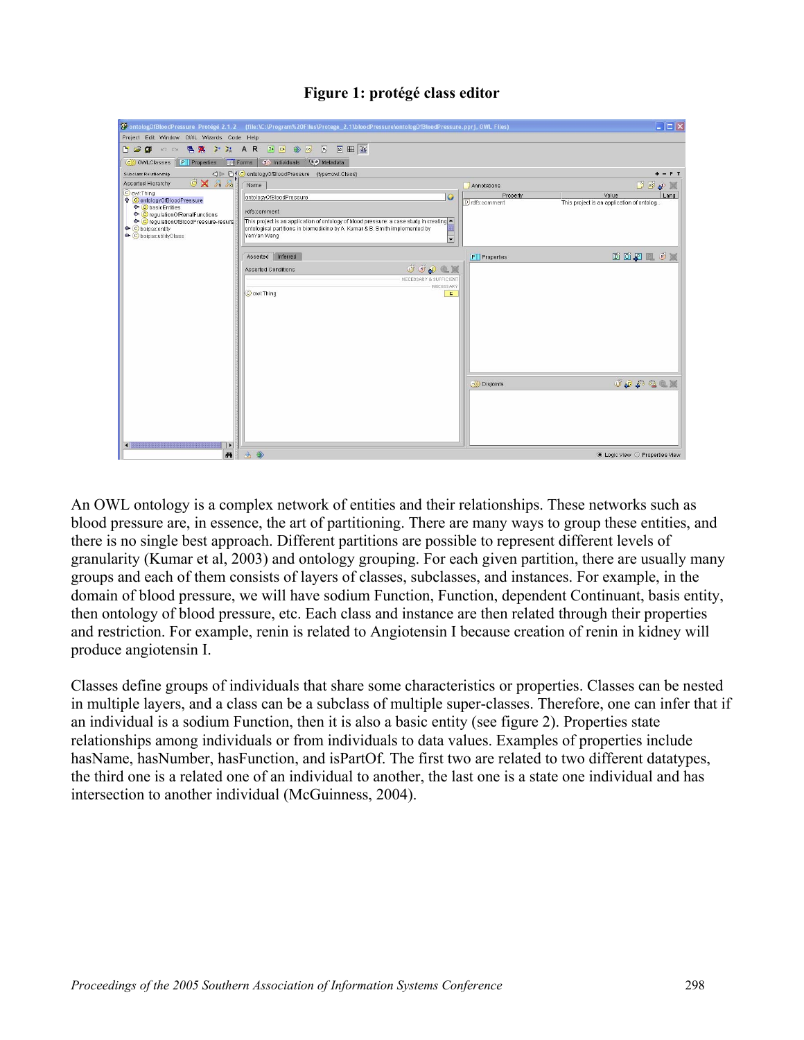**Figure 1: protégé class editor**

An OWL ontology is a complex network of entities and their relationships. These networks such as blood pressure are, in essence, the art of partitioning. There are many ways to group these entities, and there is no single best approach. Different partitions are possible to represent different levels of granularity (Kumar et al, 2003) and ontology grouping. For each given partition, there are usually many groups and each of them consists of layers of classes, subclasses, and instances. For example, in the domain of blood pressure, we will have sodium Function, Function, dependent Continuant, basis entity, then ontology of blood pressure, etc. Each class and instance are then related through their properties and restriction. For example, renin is related to Angiotensin I because creation of renin in kidney will produce angiotensin I.

Classes define groups of individuals that share some characteristics or properties. Classes can be nested in multiple layers, and a class can be a subclass of multiple super-classes. Therefore, one can infer that if an individual is a sodium Function, then it is also a basic entity (see figure 2). Properties state relationships among individuals or from individuals to data values. Examples of properties include hasName, hasNumber, hasFunction, and isPartOf. The first two are related to two different datatypes, the third one is a related one of an individual to another, the last one is a state one individual and has intersection to another individual (McGuinness, 2004).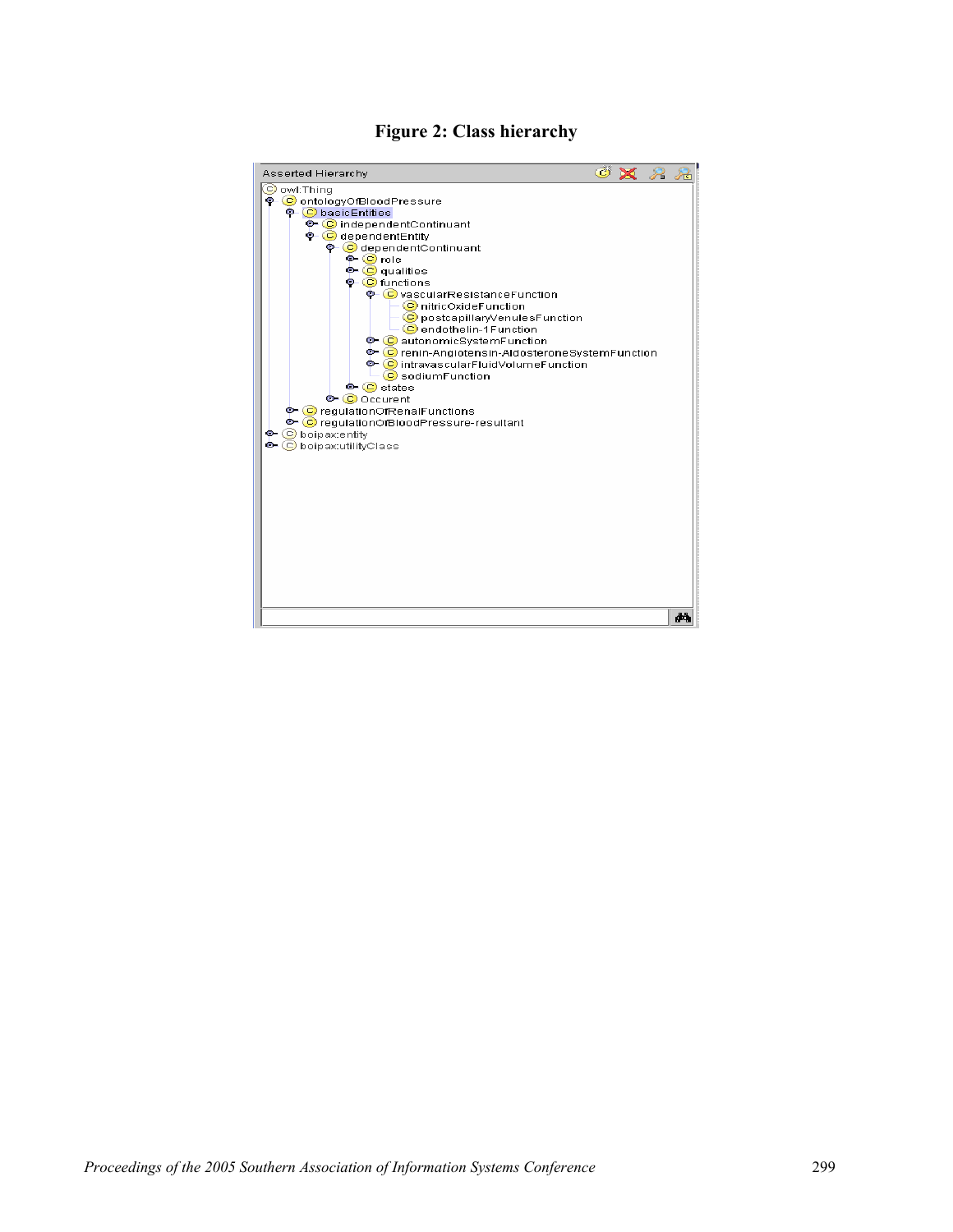**Figure 2: Class hierarchy**

```
Asserted Hierarchy
owl:Thing
  ontologyOfBloodPressure
    basicEntities
      independentContinuant
      dependentEntity
        dependentContinuant
          role
          qualities
          functions
            vascularResistanceFunction
              nitricOxideFunction
              postcapillaryVenulesFunction
              endothelin-1Function
            autonomicSystemFunction
            renin-Angiotensin-AldosteroneSystemFunction
            intravascularFluidVolumeFunction
            sodiumFunction
          states
        Occurent
    regulationOfRenalFunctions
    regulationOfBloodPressure-resultant
  boipax:entity
  boipax:utilityClass
```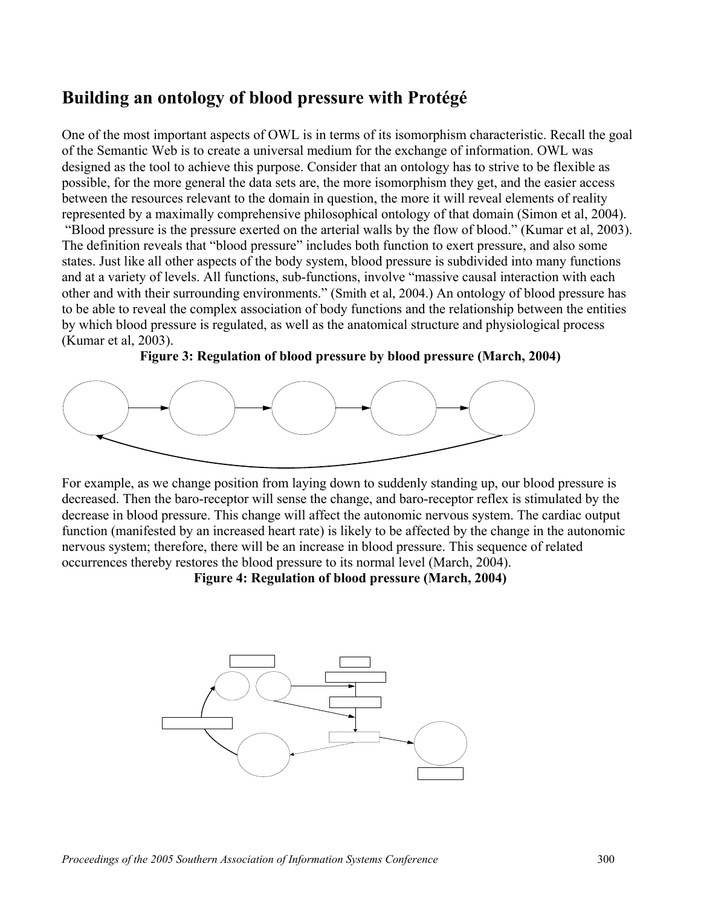## Building an ontology of blood pressure with Protégé

One of the most important aspects of OWL is in terms of its isomorphism characteristic. Recall the goal of the Semantic Web is to create a universal medium for the exchange of information. OWL was designed as the tool to achieve this purpose. Consider that an ontology has to strive to be flexible as possible, for the more general the data sets are, the more isomorphism they get, and the easier access between the resources relevant to the domain in question, the more it will reveal elements of reality represented by a maximally comprehensive philosophical ontology of that domain (Simon et al, 2004). "Blood pressure is the pressure exerted on the arterial walls by the flow of blood." (Kumar et al, 2003). The definition reveals that "blood pressure" includes both function to exert pressure, and also some states. Just like all other aspects of the body system, blood pressure is subdivided into many functions and at a variety of levels. All functions, sub-functions, involve "massive causal interaction with each other and with their surrounding environments." (Smith et al, 2004.) An ontology of blood pressure has to be able to reveal the complex association of body functions and the relationship between the entities by which blood pressure is regulated, as well as the anatomical structure and physiological process (Kumar et al, 2003).

**Figure 3: Regulation of blood pressure by blood pressure (March, 2004)**

For example, as we change position from laying down to suddenly standing up, our blood pressure is decreased. Then the baro-receptor will sense the change, and baro-receptor reflex is stimulated by the decrease in blood pressure. This change will affect the autonomic nervous system. The cardiac output function (manifested by an increased heart rate) is likely to be affected by the change in the autonomic nervous system; therefore, there will be an increase in blood pressure. This sequence of related occurrences thereby restores the blood pressure to its normal level (March, 2004).

**Figure 4: Regulation of blood pressure (March, 2004)**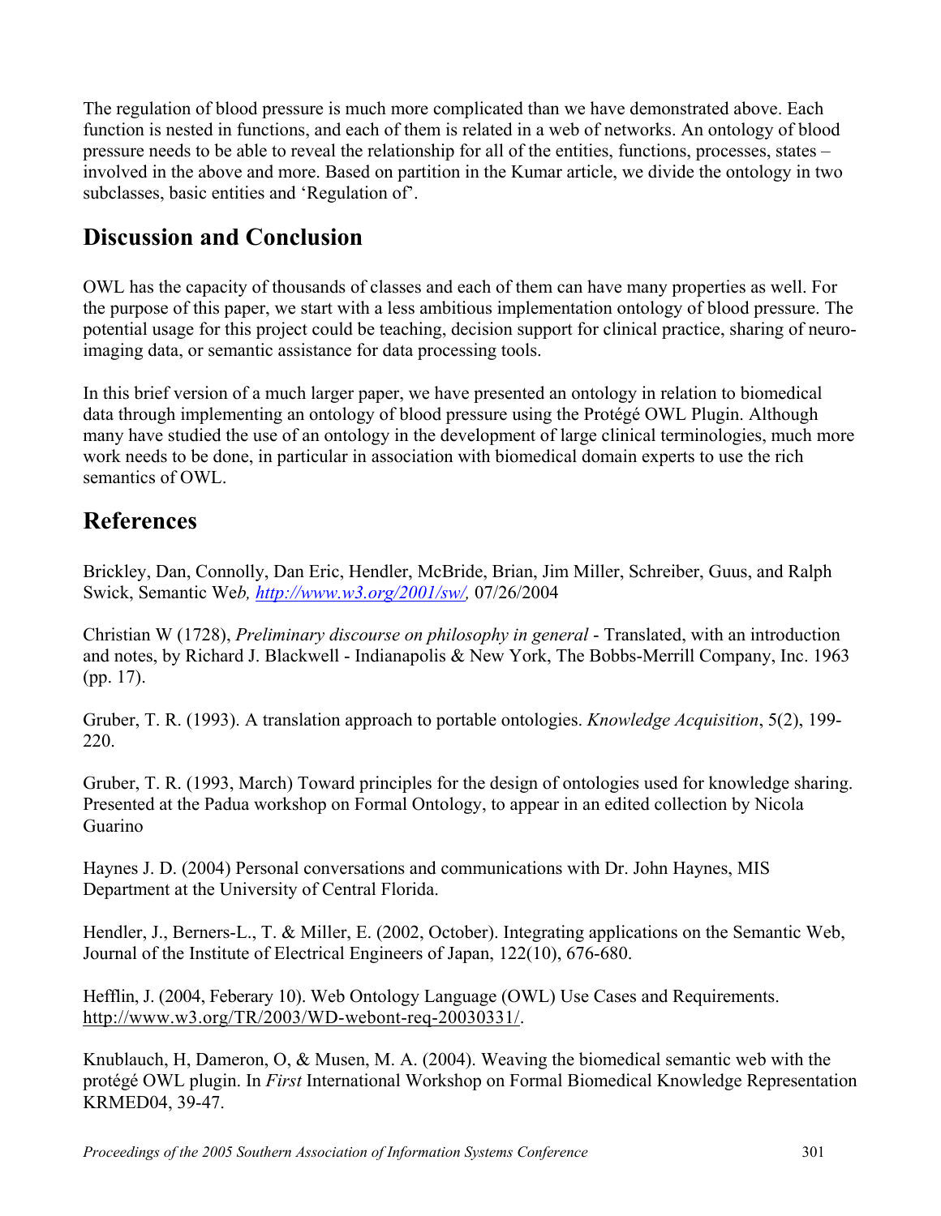The regulation of blood pressure is much more complicated than we have demonstrated above. Each function is nested in functions, and each of them is related in a web of networks. An ontology of blood pressure needs to be able to reveal the relationship for all of the entities, functions, processes, states – involved in the above and more. Based on partition in the Kumar article, we divide the ontology in two subclasses, basic entities and 'Regulation of'.

## Discussion and Conclusion

OWL has the capacity of thousands of classes and each of them can have many properties as well. For the purpose of this paper, we start with a less ambitious implementation ontology of blood pressure. The potential usage for this project could be teaching, decision support for clinical practice, sharing of neuro-imaging data, or semantic assistance for data processing tools.

In this brief version of a much larger paper, we have presented an ontology in relation to biomedical data through implementing an ontology of blood pressure using the Protégé OWL Plugin. Although many have studied the use of an ontology in the development of large clinical terminologies, much more work needs to be done, in particular in association with biomedical domain experts to use the rich semantics of OWL.

## References

Brickley, Dan, Connolly, Dan Eric, Hendler, McBride, Brian, Jim Miller, Schreiber, Guus, and Ralph Swick, Semantic We*b, http://www.w3.org/2001/sw/,* 07/26/2004

Christian W (1728), *Preliminary discourse on philosophy in general* - Translated, with an introduction and notes, by Richard J. Blackwell - Indianapolis & New York, The Bobbs-Merrill Company, Inc. 1963 (pp. 17).

Gruber, T. R. (1993). A translation approach to portable ontologies. *Knowledge Acquisition*, 5(2), 199-220.

Gruber, T. R. (1993, March) Toward principles for the design of ontologies used for knowledge sharing. Presented at the Padua workshop on Formal Ontology, to appear in an edited collection by Nicola Guarino

Haynes J. D. (2004) Personal conversations and communications with Dr. John Haynes, MIS Department at the University of Central Florida.

Hendler, J., Berners-L., T. & Miller, E. (2002, October). Integrating applications on the Semantic Web, Journal of the Institute of Electrical Engineers of Japan, 122(10), 676-680.

Hefflin, J. (2004, Feberary 10). Web Ontology Language (OWL) Use Cases and Requirements. http://www.w3.org/TR/2003/WD-webont-req-20030331/.

Knublauch, H, Dameron, O, & Musen, M. A. (2004). Weaving the biomedical semantic web with the protégé OWL plugin. In *First* International Workshop on Formal Biomedical Knowledge Representation KRMED04, 39-47.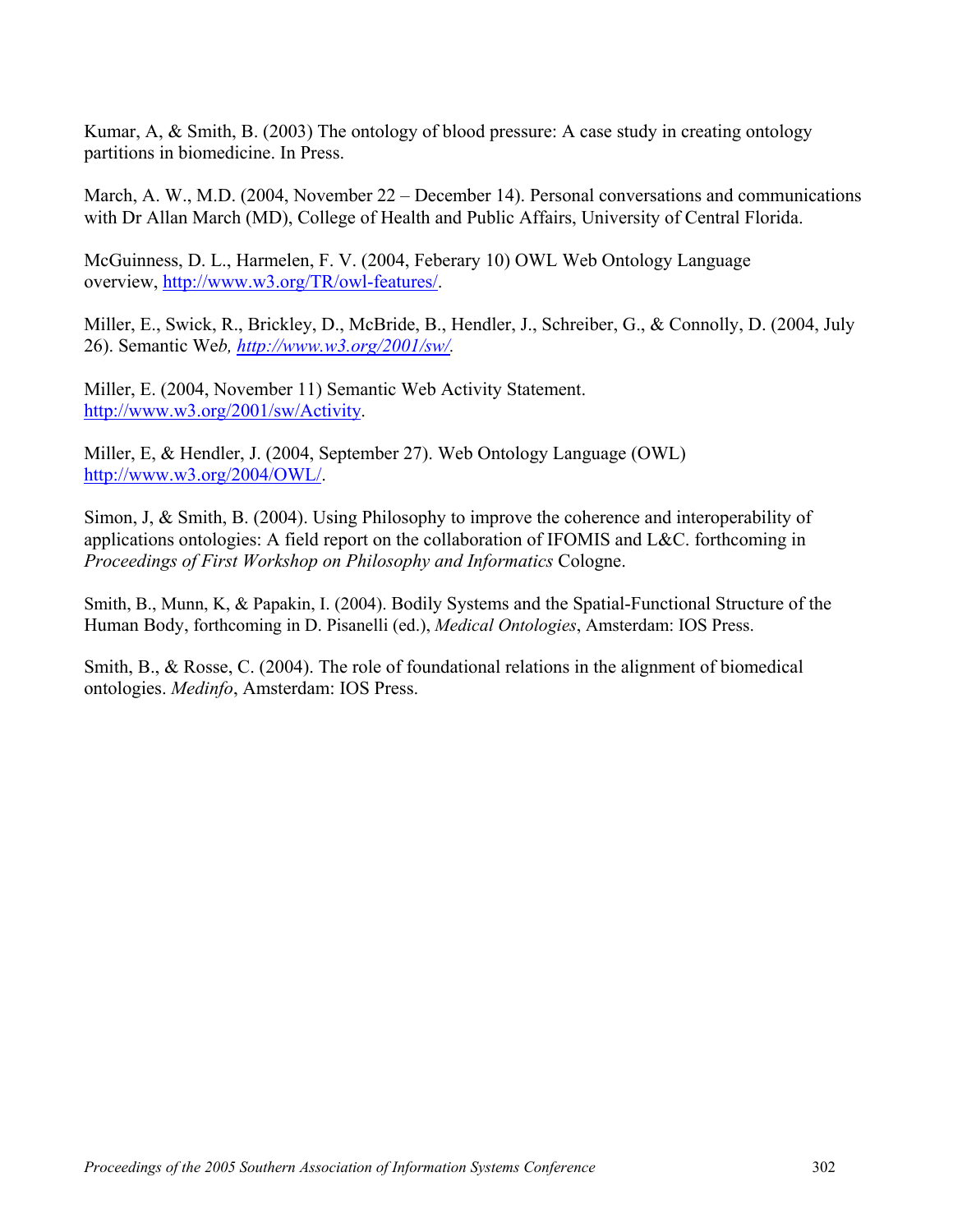Kumar, A, & Smith, B. (2003) The ontology of blood pressure: A case study in creating ontology partitions in biomedicine. In Press.

March, A. W., M.D. (2004, November 22 – December 14). Personal conversations and communications with Dr Allan March (MD), College of Health and Public Affairs, University of Central Florida.

McGuinness, D. L., Harmelen, F. V. (2004, Feberary 10) OWL Web Ontology Language overview, http://www.w3.org/TR/owl-features/.

Miller, E., Swick, R., Brickley, D., McBride, B., Hendler, J., Schreiber, G., & Connolly, D. (2004, July 26). Semantic We*b, http://www.w3.org/2001/sw/.*

Miller, E. (2004, November 11) Semantic Web Activity Statement. http://www.w3.org/2001/sw/Activity.

Miller, E, & Hendler, J. (2004, September 27). Web Ontology Language (OWL) http://www.w3.org/2004/OWL/.

Simon, J, & Smith, B. (2004). Using Philosophy to improve the coherence and interoperability of applications ontologies: A field report on the collaboration of IFOMIS and L&C. forthcoming in *Proceedings of First Workshop on Philosophy and Informatics* Cologne.

Smith, B., Munn, K, & Papakin, I. (2004). Bodily Systems and the Spatial-Functional Structure of the Human Body, forthcoming in D. Pisanelli (ed.), *Medical Ontologies*, Amsterdam: IOS Press.

Smith, B., & Rosse, C. (2004). The role of foundational relations in the alignment of biomedical ontologies. *Medinfo*, Amsterdam: IOS Press.